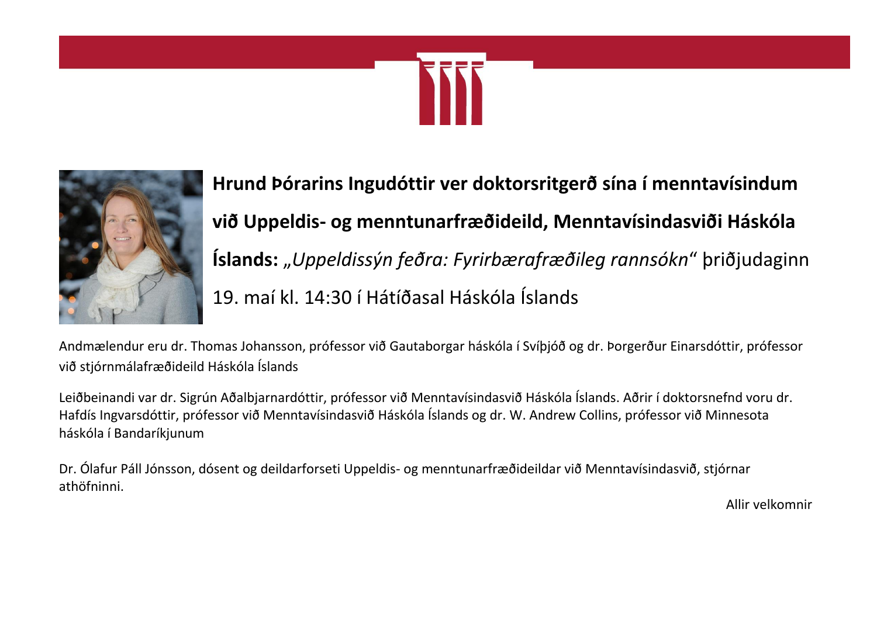**Hrund Þórarins Ingudóttir ver doktorsritgerð sína í menntavísindum við Uppeldis- og menntunarfræðideild, Menntavísindasviði Háskóla Íslands:** *„Uppeldissýn feðra: Fyrirbærafræðileg rannsókn“* þriðjudaginn 19. maí kl. 14:30 í Hátíðasal Háskóla Íslands

Andmælendur eru dr. Thomas Johansson, prófessor við Gautaborgar háskóla í Svíþjóð og dr. Þorgerður Einarsdóttir, prófessor við stjórnmálafræðideild Háskóla Íslands

Leiðbeinandi var dr. Sigrún Aðalbjarnardóttir, prófessor við Menntavísindasvið Háskóla Íslands. Aðrir í doktorsnefnd voru dr. Hafdís Ingvarsdóttir, prófessor við Menntavísindasvið Háskóla Íslands og dr. W. Andrew Collins, prófessor við Minnesota háskóla í Bandaríkjunum

Dr. Ólafur Páll Jónsson, dósent og deildarforseti Uppeldis- og menntunarfræðideildar við Menntavísindasvið, stjórnar athöfninni.

Allir velkomnir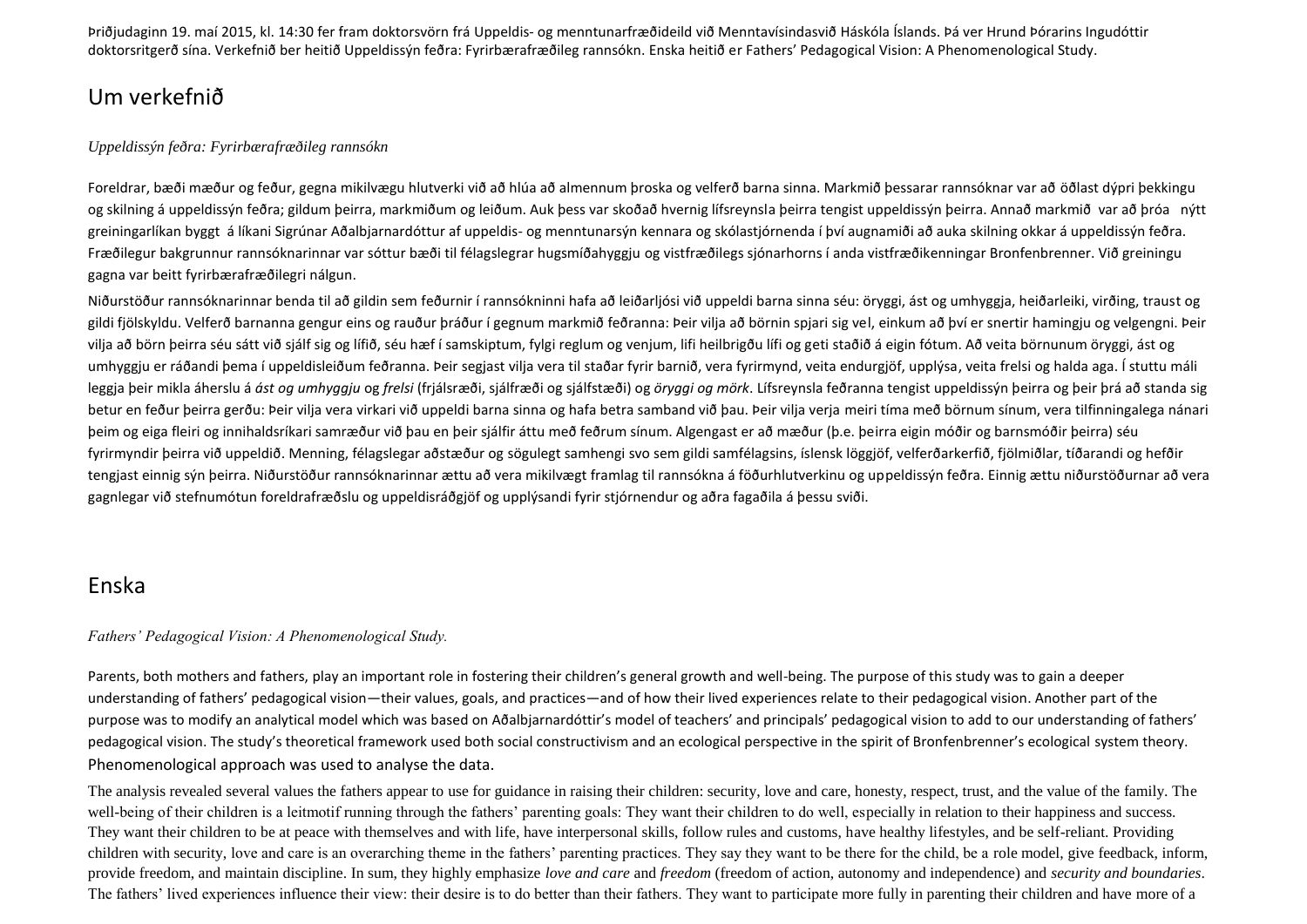Þriðjudaginn 19. maí 2015, kl. 14:30 fer fram doktorsvörn frá Uppeldis- og menntunarfræðideild við Menntavísindasvið Háskóla Íslands. Þá ver Hrund Þórarins Ingudóttir doktorsritgerð sína. Verkefnið ber heitið Uppeldissýn feðra: Fyrirbærafræðileg rannsókn. Enska heitið er Fathers' Pedagogical Vision: A Phenomenological Study.

## Um verkefnið

*Uppeldissýn feðra: Fyrirbærafræðileg rannsókn*

Foreldrar, bæði mæður og feður, gegna mikilvægu hlutverki við að hlúa að almennum þroska og velferð barna sinna. Markmið þessarar rannsóknar var að öðlast dýpri þekkingu og skilning á uppeldissýn feðra; gildum þeirra, markmiðum og leiðum. Auk þess var skoðað hvernig lífsreynsla þeirra tengist uppeldissýn þeirra. Annað markmið var að þróa nýtt greiningarlíkan byggt á líkani Sigrúnar Aðalbjarnardóttur af uppeldis- og menntunarsýn kennara og skólastjórnenda í því augnamiði að auka skilning okkar á uppeldissýn feðra. Fræðilegur bakgrunnur rannsóknarinnar var sóttur bæði til félagslegrar hugsmíðahyggju og vistfræðilegs sjónarhorns í anda vistfræðikenningar Bronfenbrenner. Við greiningu gagna var beitt fyrirbærafræðilegri nálgun.

Niðurstöður rannsóknarinnar benda til að gildin sem feðurnir í rannsókninni hafa að leiðarljósi við uppeldi barna sinna séu: öryggi, ást og umhyggja, heiðarleiki, virðing, traust og gildi fjölskyldu. Velferð barnanna gengur eins og rauður þráður í gegnum markmið feðranna: Þeir vilja að börnin spjari sig vel, einkum að því er snertir hamingju og velgengni. Þeir vilja að börn þeirra séu sátt við sjálf sig og lífið, séu hæf í samskiptum, fylgi reglum og venjum, lifi heilbrigðu lífi og geti staðið á eigin fótum. Að veita börnunum öryggi, ást og umhyggju er ráðandi þema í uppeldisleiðum feðranna. Þeir segjast vilja vera til staðar fyrir barnið, vera fyrirmynd, veita endurgjöf, upplýsa, veita frelsi og halda aga. Í stuttu máli leggja þeir mikla áherslu á *ást og umhyggju* og *frelsi* (frjálsræði, sjálfræði og sjálfstæði) og *öryggi og mörk*. Lífsreynsla feðranna tengist uppeldissýn þeirra og þeir þrá að standa sig betur en feður þeirra gerðu: Þeir vilja vera virkari við uppeldi barna sinna og hafa betra samband við þau. Þeir vilja verja meiri tíma með börnum sínum, vera tilfinningalega nánari þeim og eiga fleiri og innihaldsríkari samræður við þau en þeir sjálfir áttu með feðrum sínum. Algengast er að mæður (þ.e. þeirra eigin móðir og barnsmóðir þeirra) séu fyrirmyndir þeirra við uppeldið. Menning, félagslegar aðstæður og sögulegt samhengi svo sem gildi samfélagsins, íslensk löggjöf, velferðarkerfið, fjölmiðlar, tíðarandi og hefðir tengjast einnig sýn þeirra. Niðurstöður rannsóknarinnar ættu að vera mikilvægt framlag til rannsókna á föðurhlutverkinu og uppeldissýn feðra. Einnig ættu niðurstöðurnar að vera gagnlegar við stefnumótun foreldrafræðslu og uppeldisráðgjöf og upplýsandi fyrir stjórnendur og aðra fagaðila á þessu sviði.

## Enska

*Fathers' Pedagogical Vision: A Phenomenological Study.*

Parents, both mothers and fathers, play an important role in fostering their children's general growth and well-being. The purpose of this study was to gain a deeper understanding of fathers' pedagogical vision—their values, goals, and practices—and of how their lived experiences relate to their pedagogical vision. Another part of the purpose was to modify an analytical model which was based on Aðalbjarnardóttir's model of teachers' and principals' pedagogical vision to add to our understanding of fathers' pedagogical vision. The study's theoretical framework used both social constructivism and an ecological perspective in the spirit of Bronfenbrenner's ecological system theory. Phenomenological approach was used to analyse the data.

The analysis revealed several values the fathers appear to use for guidance in raising their children: security, love and care, honesty, respect, trust, and the value of the family. The well-being of their children is a leitmotif running through the fathers' parenting goals: They want their children to do well, especially in relation to their happiness and success. They want their children to be at peace with themselves and with life, have interpersonal skills, follow rules and customs, have healthy lifestyles, and be self-reliant. Providing children with security, love and care is an overarching theme in the fathers' parenting practices. They say they want to be there for the child, be a role model, give feedback, inform, provide freedom, and maintain discipline. In sum, they highly emphasize *love and care* and *freedom* (freedom of action, autonomy and independence) and *security and boundaries*. The fathers' lived experiences influence their view: their desire is to do better than their fathers. They want to participate more fully in parenting their children and have more of a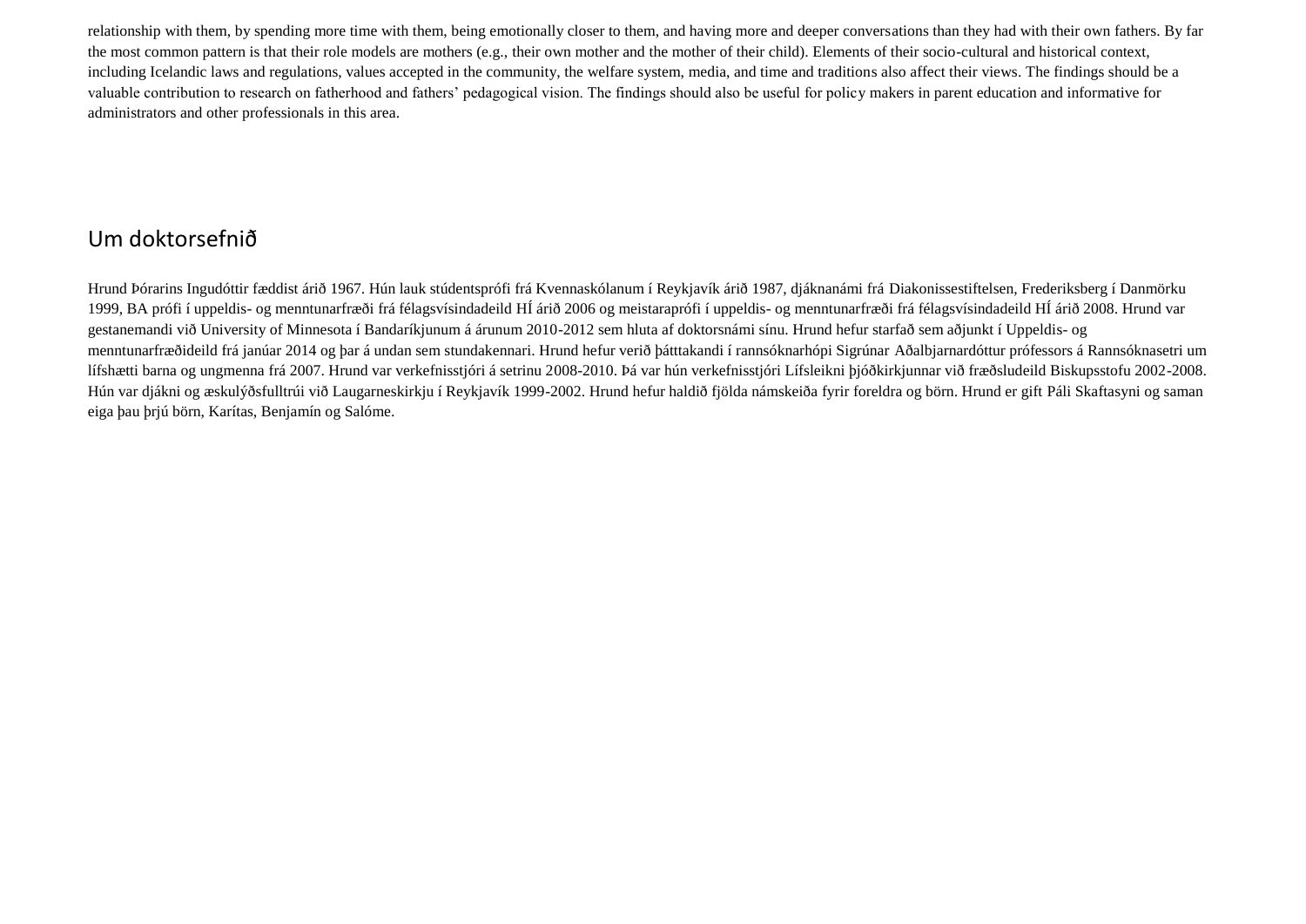relationship with them, by spending more time with them, being emotionally closer to them, and having more and deeper conversations than they had with their own fathers. By far the most common pattern is that their role models are mothers (e.g., their own mother and the mother of their child). Elements of their socio-cultural and historical context, including Icelandic laws and regulations, values accepted in the community, the welfare system, media, and time and traditions also affect their views. The findings should be a valuable contribution to research on fatherhood and fathers' pedagogical vision. The findings should also be useful for policy makers in parent education and informative for administrators and other professionals in this area.

## Um doktorsefnið

Hrund Þórarins Ingudóttir fæddist árið 1967. Hún lauk stúdentsprófi frá Kvennaskólanum í Reykjavík árið 1987, djáknanámi frá Diakonissestiftelsen, Frederiksberg í Danmörku 1999, BA prófi í uppeldis- og menntunarfræði frá félagsvísindadeild HÍ árið 2006 og meistaraprófi í uppeldis- og menntunarfræði frá félagsvísindadeild HÍ árið 2008. Hrund var gestanemandi við University of Minnesota í Bandaríkjunum á árunum 2010-2012 sem hluta af doktorsnámi sínu. Hrund hefur starfað sem aðjunkt í Uppeldis- og menntunarfræðideild frá janúar 2014 og þar á undan sem stundakennari. Hrund hefur verið þátttakandi í rannsóknarhópi Sigrúnar Aðalbjarnardóttur prófessors á Rannsóknasetri um lífshætti barna og ungmenna frá 2007. Hrund var verkefnisstjóri á setrinu 2008-2010. Þá var hún verkefnisstjóri Lífsleikni þjóðkirkjunnar við fræðsludeild Biskupsstofu 2002-2008. Hún var djákni og æskulýðsfulltrúi við Laugarneskirkju í Reykjavík 1999-2002. Hrund hefur haldið fjölda námskeiða fyrir foreldra og börn. Hrund er gift Páli Skaftasyni og saman eiga þau þrjú börn, Karítas, Benjamín og Salóme.